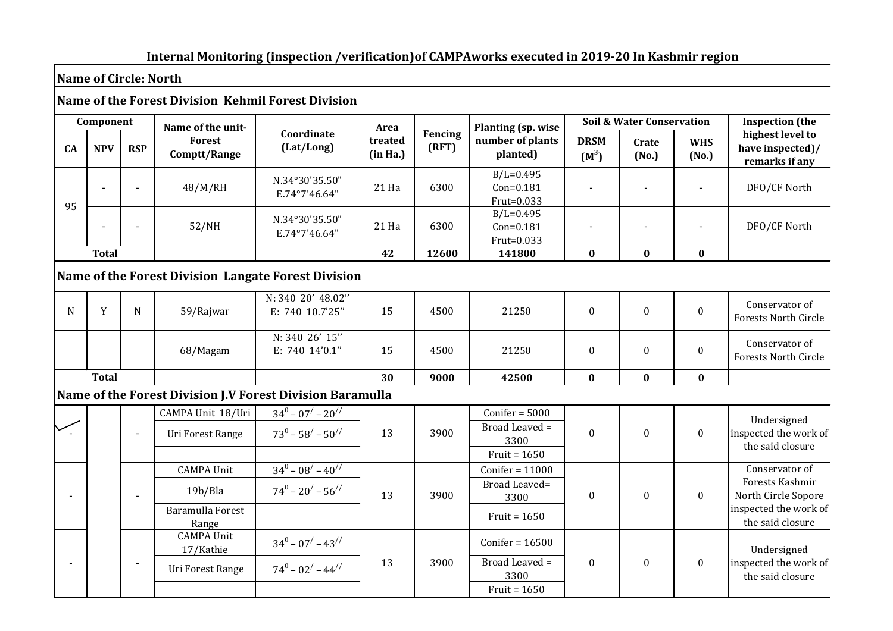# Internal Monitoring (inspection /verification)of CAMPAworks executed in 2019-20 In Kashmir region

**Name of Circle: North**

**Name of the Forest Division Kehmil Forest Division**

| Component | | | Name of the unit-Forest Comptt/Range | Coordinate (Lat/Long) | Area treated (in Ha.) | Fencing (RFT) | Planting (sp. wise number of plants planted) | Soil & Water Conservation | | | Inspection (the highest level to have inspected)/ remarks if any |
|---|---|---|---|---|---|---|---|---|---|---|---|
| CA | NPV | RSP | | | | | | DRSM ($M^3$) | Crate (No.) | WHS (No.) | |
| 95 | - | - | 48/M/RH | N.34°30'35.50" E.74°7'46.64" | 21 Ha | 6300 | B/L=0.495 Con=0.181 Frut=0.033 | - | - | - | DFO/CF North |
| | - | - | 52/NH | N.34°30'35.50" E.74°7'46.64" | 21 Ha | 6300 | B/L=0.495 Con=0.181 Frut=0.033 | - | - | - | DFO/CF North |
| **Total** | | | | | **42** | **12600** | **141800** | **0** | **0** | **0** | |

**Name of the Forest Division Langate Forest Division**

| CA | NPV | RSP | Name of the unit-Forest Comptt/Range | Coordinate (Lat/Long) | Area treated (in Ha.) | Fencing (RFT) | Planting (sp. wise number of plants planted) | DRSM ($M^3$) | Crate (No.) | WHS (No.) | Inspection (the highest level to have inspected)/ remarks if any |
|---|---|---|---|---|---|---|---|---|---|---|---|
| N | Y | N | 59/Rajwar | N: 340 20' 48.02'' E: 740 10.7'25'' | 15 | 4500 | 21250 | 0 | 0 | 0 | Conservator of Forests North Circle |
| | | | 68/Magam | N: 340 26' 15'' E: 740 14'0.1'' | 15 | 4500 | 21250 | 0 | 0 | 0 | Conservator of Forests North Circle |
| **Total** | | | | | **30** | **9000** | **42500** | **0** | **0** | **0** | |

**Name of the Forest Division J.V Forest Division Baramulla**

| CA | NPV | RSP | Name of the unit-Forest Comptt/Range | Coordinate (Lat/Long) | Area treated (in Ha.) | Fencing (RFT) | Planting (sp. wise number of plants planted) | DRSM ($M^3$) | Crate (No.) | WHS (No.) | Inspection (the highest level to have inspected)/ remarks if any |
|---|---|---|---|---|---|---|---|---|---|---|---|
| - | | - | CAMPA Unit 18/Uri<br>Uri Forest Range | $34^0 - 07^/ - 20^{//}$<br>$73^0 - 58^/ - 50^{//}$ | 13 | 3900 | Conifer = 5000<br>Broad Leaved = 3300<br>Fruit = 1650 | 0 | 0 | 0 | Undersigned inspected the work of the said closure |
| - | | - | CAMPA Unit<br>19b/Bla<br>Baramulla Forest Range | $34^0 - 08^/ - 40^{//}$<br>$74^0 - 20^/ - 56^{//}$ | 13 | 3900 | Conifer = 11000<br>Broad Leaved= 3300<br>Fruit = 1650 | 0 | 0 | 0 | Conservator of Forests Kashmir North Circle Sopore inspected the work of the said closure |
| - | | - | CAMPA Unit 17/Kathie<br>Uri Forest Range | $34^0 - 07^/ - 43^{//}$<br>$74^0 - 02^/ - 44^{//}$ | 13 | 3900 | Conifer = 16500<br>Broad Leaved = 3300<br>Fruit = 1650 | 0 | 0 | 0 | Undersigned inspected the work of the said closure |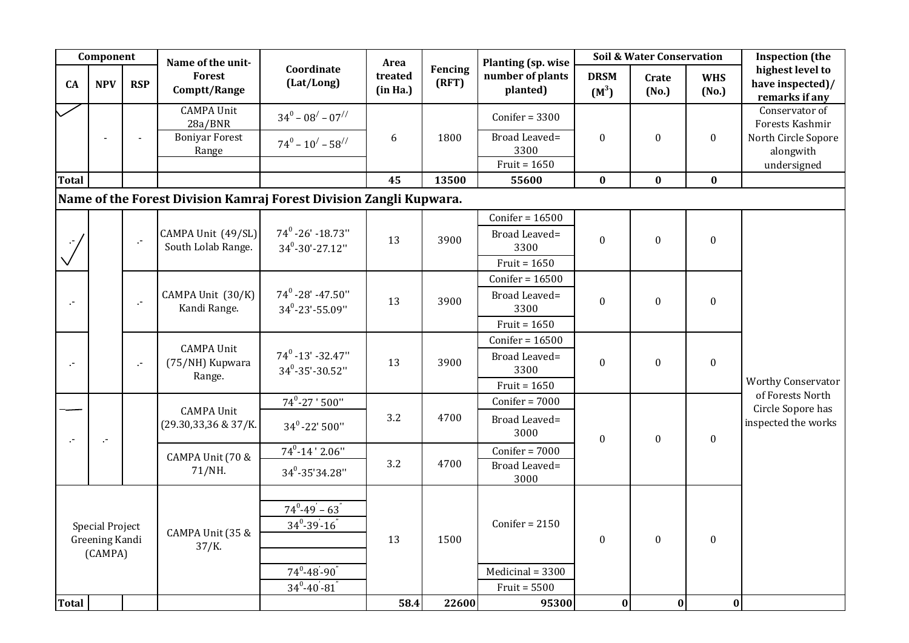| Component | | | Name of the unit-Forest Comptt/Range | Coordinate (Lat/Long) | Area treated (in Ha.) | Fencing (RFT) | Planting (sp. wise number of plants planted) | Soil & Water Conservation | | | Inspection (the highest level to have inspected)/ remarks if any |
|---|---|---|---|---|---|---|---|---|---|---|---|
| CA | NPV | RSP | | | | | | DRSM ($M^3$) | Crate (No.) | WHS (No.) | |
| ✓ | - | - | CAMPA Unit 28a/BNR | $34^0 - 08^/ - 07^{//}$ | 6 | 1800 | Conifer = 3300 | 0 | 0 | 0 | Conservator of Forests Kashmir North Circle Sopore alongwith undersigned |
| | | | Boniyar Forest Range | $74^0 - 10^/ - 58^{//}$ | | | Broad Leaved= 3300 | | | | |
| | | | | | | | Fruit = 1650 | | | | |
| **Total** | | | | | **45** | **13500** | **55600** | **0** | **0** | **0** | |
| **Name of the Forest Division Kamraj Forest Division Zangli Kupwara.** | | | | | | | | | | | |
| ✓ | | .- | CAMPA Unit (49/SL) South Lolab Range. | $74^0$-26' -18.73'' $34^0$-30'-27.12'' | 13 | 3900 | Conifer = 16500 | 0 | 0 | 0 | Worthy Conservator of Forests North Circle Sopore has inspected the works |
| | | | | | | | Broad Leaved= 3300 | | | | |
| | | | | | | | Fruit = 1650 | | | | |
| .- | | .- | CAMPA Unit (30/K) Kandi Range. | $74^0$-28' -47.50'' $34^0$-23'-55.09'' | 13 | 3900 | Conifer = 16500 | 0 | 0 | 0 | |
| | | | | | | | Broad Leaved= 3300 | | | | |
| | | | | | | | Fruit = 1650 | | | | |
| .- | | .- | CAMPA Unit (75/NH) Kupwara Range. | $74^0$-13' -32.47'' $34^0$-35'-30.52'' | 13 | 3900 | Conifer = 16500 | 0 | 0 | 0 | |
| | | | | | | | Broad Leaved= 3300 | | | | |
| | | | | | | | Fruit = 1650 | | | | |
| — .- | .- | | CAMPA Unit (29.30,33,36 & 37/K. | $74^0$-27 ' 500'' | 3.2 | 4700 | Conifer = 7000 | 0 | 0 | 0 | |
| | | | | $34^0$-22' 500'' | | | Broad Leaved= 3000 | | | | |
| | | | CAMPA Unit (70 & 71/NH. | $74^0$-14 ' 2.06'' | 3.2 | 4700 | Conifer = 7000 | | | | |
| | | | | $34^0$-35'34.28'' | | | Broad Leaved= 3000 | | | | |
| Special Project Greening Kandi (CAMPA) | | | CAMPA Unit (35 & 37/K. | $74^0$-49' – 63'' | 13 | 1500 | Conifer = 2150 | 0 | 0 | 0 | |
| | | | | $34^0$-39'-16'' | | | | | | | |
| | | | | $74^0$-48'-90'' | | | Medicinal = 3300 | | | | |
| | | | | $34^0$-40'-81'' | | | Fruit = 5500 | | | | |
| **Total** | | | | | **58.4** | **22600** | **95300** | **0** | **0** | **0** | |